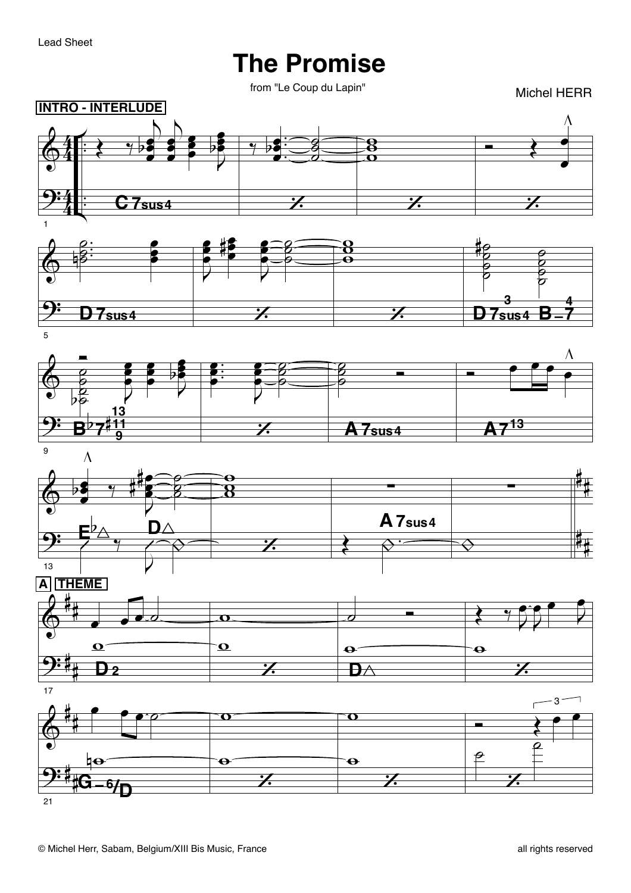Lead Sheet

# The Promise

from "Le Coup du Lapin"

Michel HERR

**INTRO - INTERLUDE**

**A** **THEME**

© Michel Herr, Sabam, Belgium/XIII Bis Music, France

all rights reserved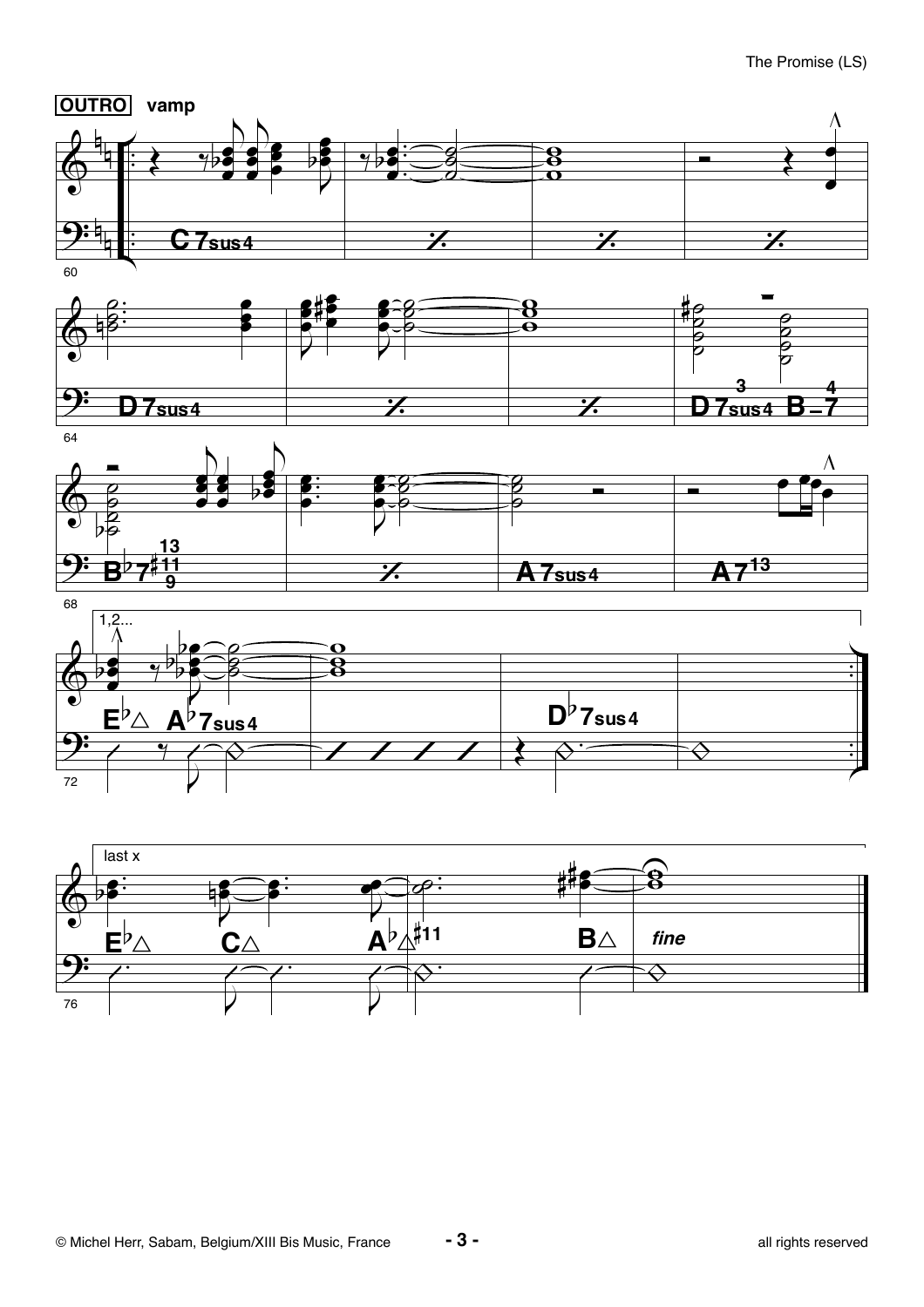**OUTRO** vamp

C7sus4

D7sus4

D7sus4 B–7

B♭7♯11 13 9

A7sus4

A7 13

1,2...

E♭△ A♭7sus4

D♭7sus4

last x

E♭△ C△ A♭△♯11 B△ *fine*

© Michel Herr, Sabam, Belgium/XIII Bis Music, France

all rights reserved